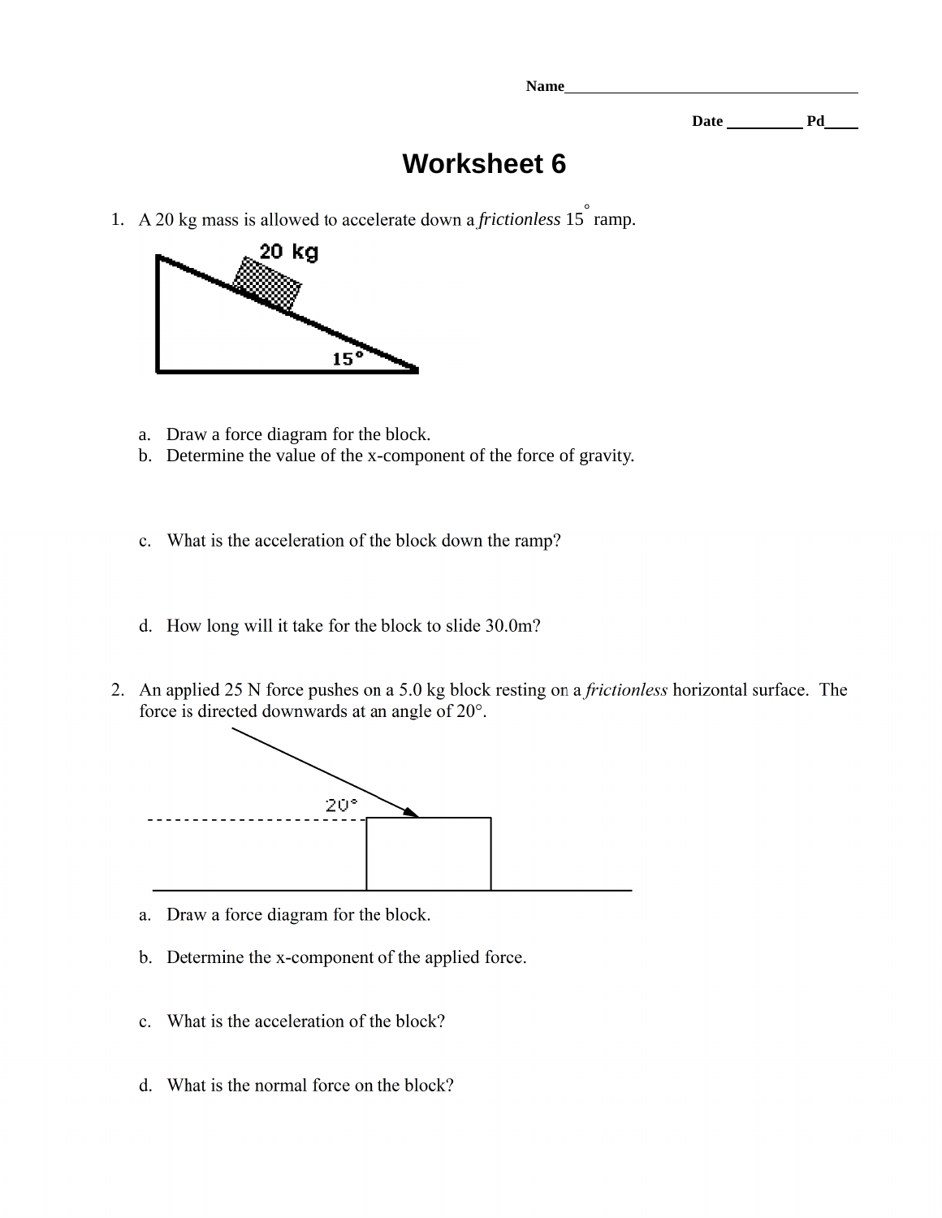Name________________________________________

Date __________ Pd____

# Worksheet 6

1. A 20 kg mass is allowed to accelerate down a *frictionless* 15° ramp.

    a. Draw a force diagram for the block.
    b. Determine the value of the x-component of the force of gravity.

    c. What is the acceleration of the block down the ramp?

    d. How long will it take for the block to slide 30.0m?

2. An applied 25 N force pushes on a 5.0 kg block resting on a *frictionless* horizontal surface. The force is directed downwards at an angle of 20°.

    a. Draw a force diagram for the block.

    b. Determine the x-component of the applied force.

    c. What is the acceleration of the block?

    d. What is the normal force on the block?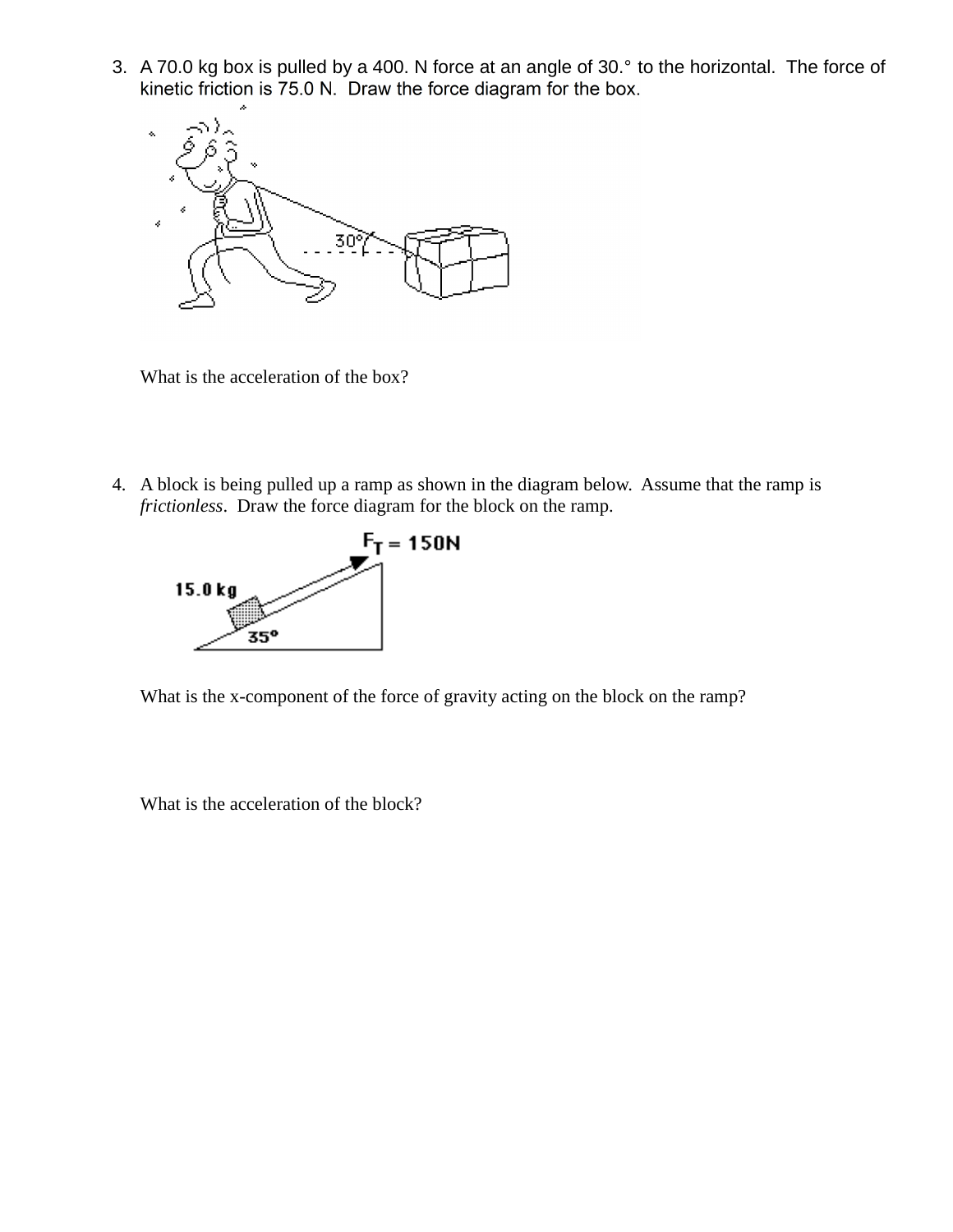3. A 70.0 kg box is pulled by a 400. N force at an angle of 30.° to the horizontal. The force of kinetic friction is 75.0 N. Draw the force diagram for the box.

   What is the acceleration of the box?

4. A block is being pulled up a ramp as shown in the diagram below. Assume that the ramp is *frictionless*. Draw the force diagram for the block on the ramp.

   What is the x-component of the force of gravity acting on the block on the ramp?

   What is the acceleration of the block?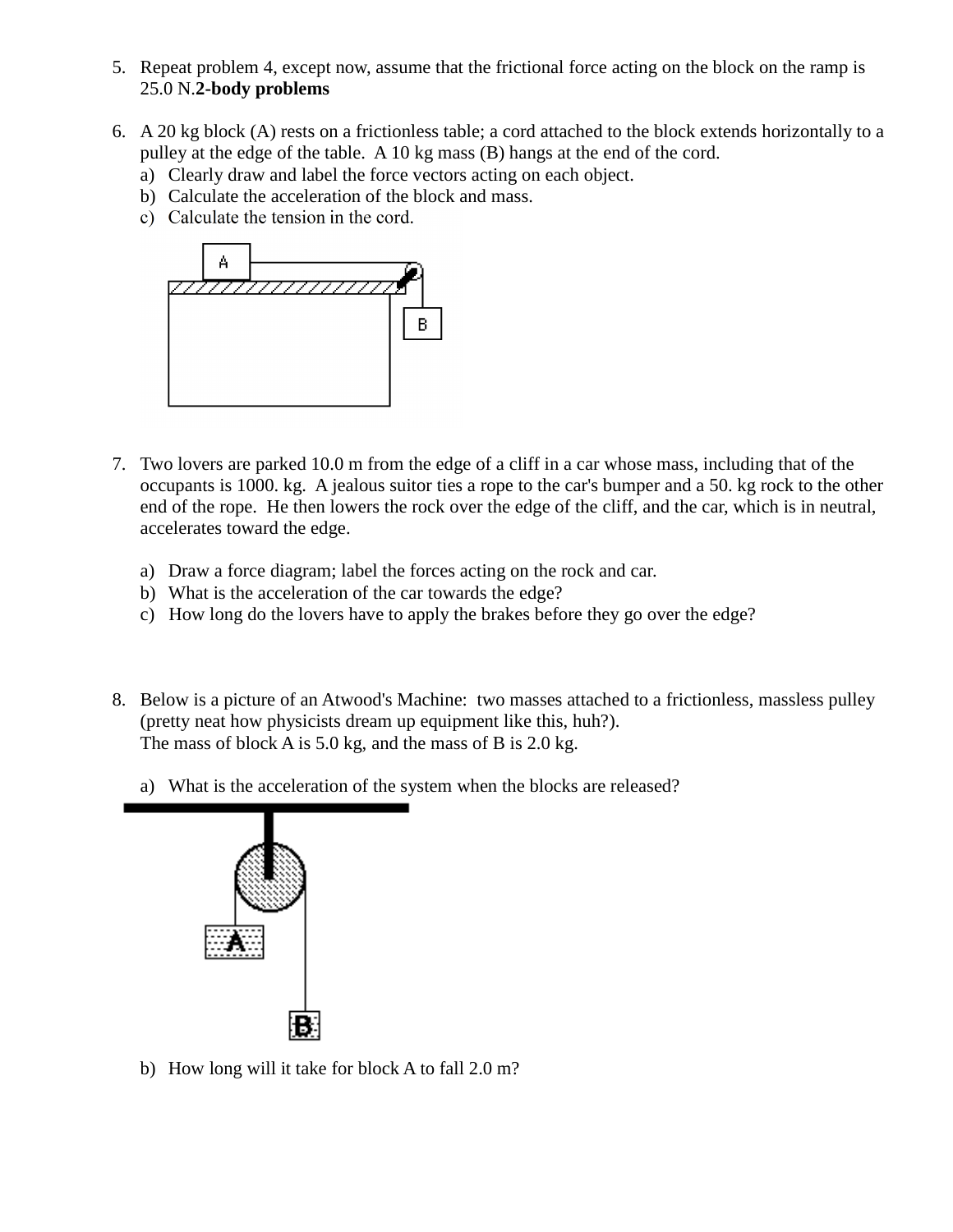5. Repeat problem 4, except now, assume that the frictional force acting on the block on the ramp is 25.0 N.**2-body problems**

6. A 20 kg block (A) rests on a frictionless table; a cord attached to the block extends horizontally to a pulley at the edge of the table. A 10 kg mass (B) hangs at the end of the cord.
   a) Clearly draw and label the force vectors acting on each object.
   b) Calculate the acceleration of the block and mass.
   c) Calculate the tension in the cord.

A

B

7. Two lovers are parked 10.0 m from the edge of a cliff in a car whose mass, including that of the occupants is 1000. kg. A jealous suitor ties a rope to the car's bumper and a 50. kg rock to the other end of the rope. He then lowers the rock over the edge of the cliff, and the car, which is in neutral, accelerates toward the edge.

   a) Draw a force diagram; label the forces acting on the rock and car.
   b) What is the acceleration of the car towards the edge?
   c) How long do the lovers have to apply the brakes before they go over the edge?

8. Below is a picture of an Atwood's Machine: two masses attached to a frictionless, massless pulley (pretty neat how physicists dream up equipment like this, huh?).
   The mass of block A is 5.0 kg, and the mass of B is 2.0 kg.

   a) What is the acceleration of the system when the blocks are released?

A

B

   b) How long will it take for block A to fall 2.0 m?